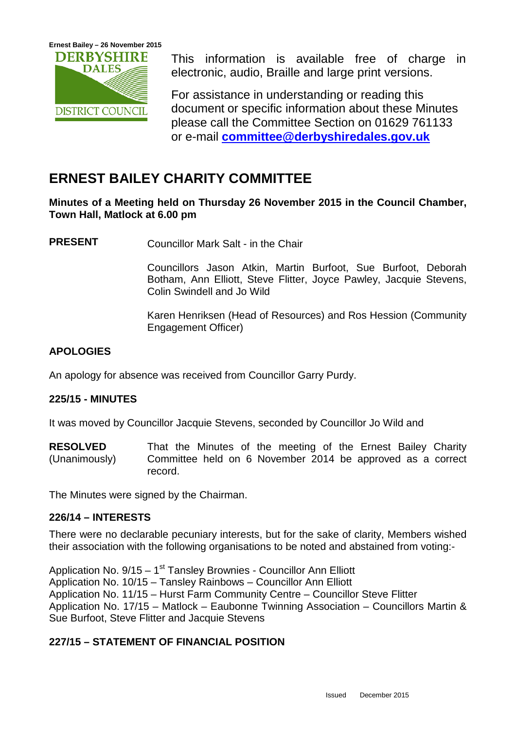This information is available free of charge in electronic, audio, Braille and large print versions.

For assistance in understanding or reading this document or specific information about these Minutes please call the Committee Section on 01629 761133 or e-mail **committee@derbyshiredales.gov.uk**

# ERNEST BAILEY CHARITY COMMITTEE

**Minutes of a Meeting held on Thursday 26 November 2015 in the Council Chamber, Town Hall, Matlock at 6.00 pm**

**PRESENT** Councillor Mark Salt - in the Chair

Councillors Jason Atkin, Martin Burfoot, Sue Burfoot, Deborah Botham, Ann Elliott, Steve Flitter, Joyce Pawley, Jacquie Stevens, Colin Swindell and Jo Wild

Karen Henriksen (Head of Resources) and Ros Hession (Community Engagement Officer)

## APOLOGIES

An apology for absence was received from Councillor Garry Purdy.

## 225/15 - MINUTES

It was moved by Councillor Jacquie Stevens, seconded by Councillor Jo Wild and

**RESOLVED** (Unanimously) That the Minutes of the meeting of the Ernest Bailey Charity Committee held on 6 November 2014 be approved as a correct record.

The Minutes were signed by the Chairman.

## 226/14 – INTERESTS

There were no declarable pecuniary interests, but for the sake of clarity, Members wished their association with the following organisations to be noted and abstained from voting:-

Application No. 9/15 – 1st Tansley Brownies - Councillor Ann Elliott
Application No. 10/15 – Tansley Rainbows – Councillor Ann Elliott
Application No. 11/15 – Hurst Farm Community Centre – Councillor Steve Flitter
Application No. 17/15 – Matlock – Eaubonne Twinning Association – Councillors Martin & Sue Burfoot, Steve Flitter and Jacquie Stevens

## 227/15 – STATEMENT OF FINANCIAL POSITION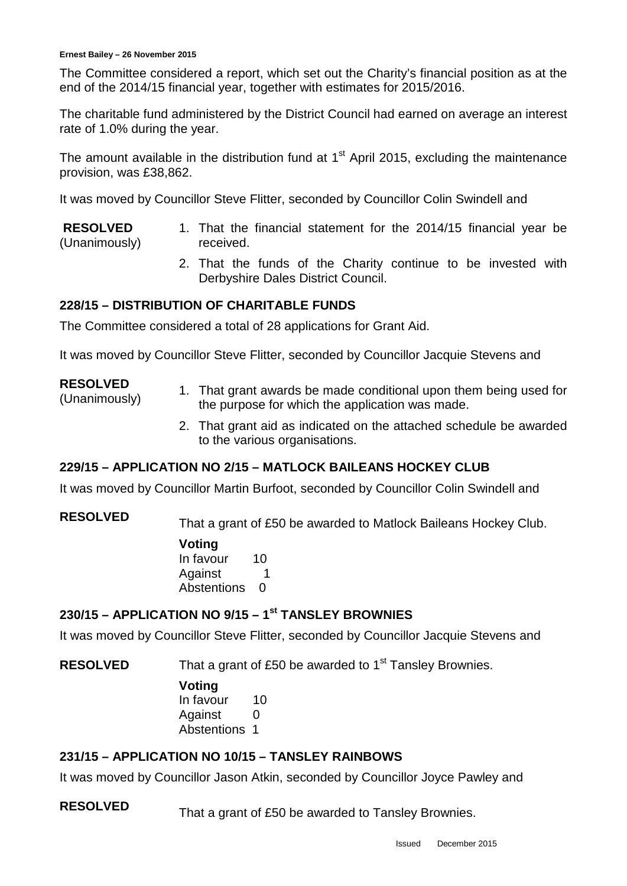The Committee considered a report, which set out the Charity's financial position as at the end of the 2014/15 financial year, together with estimates for 2015/2016.

The charitable fund administered by the District Council had earned on average an interest rate of 1.0% during the year.

The amount available in the distribution fund at 1st April 2015, excluding the maintenance provision, was £38,862.

It was moved by Councillor Steve Flitter, seconded by Councillor Colin Swindell and

**RESOLVED** (Unanimously)

1. That the financial statement for the 2014/15 financial year be received.
2. That the funds of the Charity continue to be invested with Derbyshire Dales District Council.

## 228/15 – DISTRIBUTION OF CHARITABLE FUNDS

The Committee considered a total of 28 applications for Grant Aid.

It was moved by Councillor Steve Flitter, seconded by Councillor Jacquie Stevens and

**RESOLVED** (Unanimously)

1. That grant awards be made conditional upon them being used for the purpose for which the application was made.
2. That grant aid as indicated on the attached schedule be awarded to the various organisations.

## 229/15 – APPLICATION NO 2/15 – MATLOCK BAILEANS HOCKEY CLUB

It was moved by Councillor Martin Burfoot, seconded by Councillor Colin Swindell and

**RESOLVED**

That a grant of £50 be awarded to Matlock Baileans Hockey Club.

**Voting**

| | |
|---|---|
| In favour | 10 |
| Against | 1 |
| Abstentions | 0 |

## 230/15 – APPLICATION NO 9/15 – 1st TANSLEY BROWNIES

It was moved by Councillor Steve Flitter, seconded by Councillor Jacquie Stevens and

**RESOLVED**

That a grant of £50 be awarded to 1st Tansley Brownies.

**Voting**

| | |
|---|---|
| In favour | 10 |
| Against | 0 |
| Abstentions | 1 |

## 231/15 – APPLICATION NO 10/15 – TANSLEY RAINBOWS

It was moved by Councillor Jason Atkin, seconded by Councillor Joyce Pawley and

**RESOLVED**

That a grant of £50 be awarded to Tansley Brownies.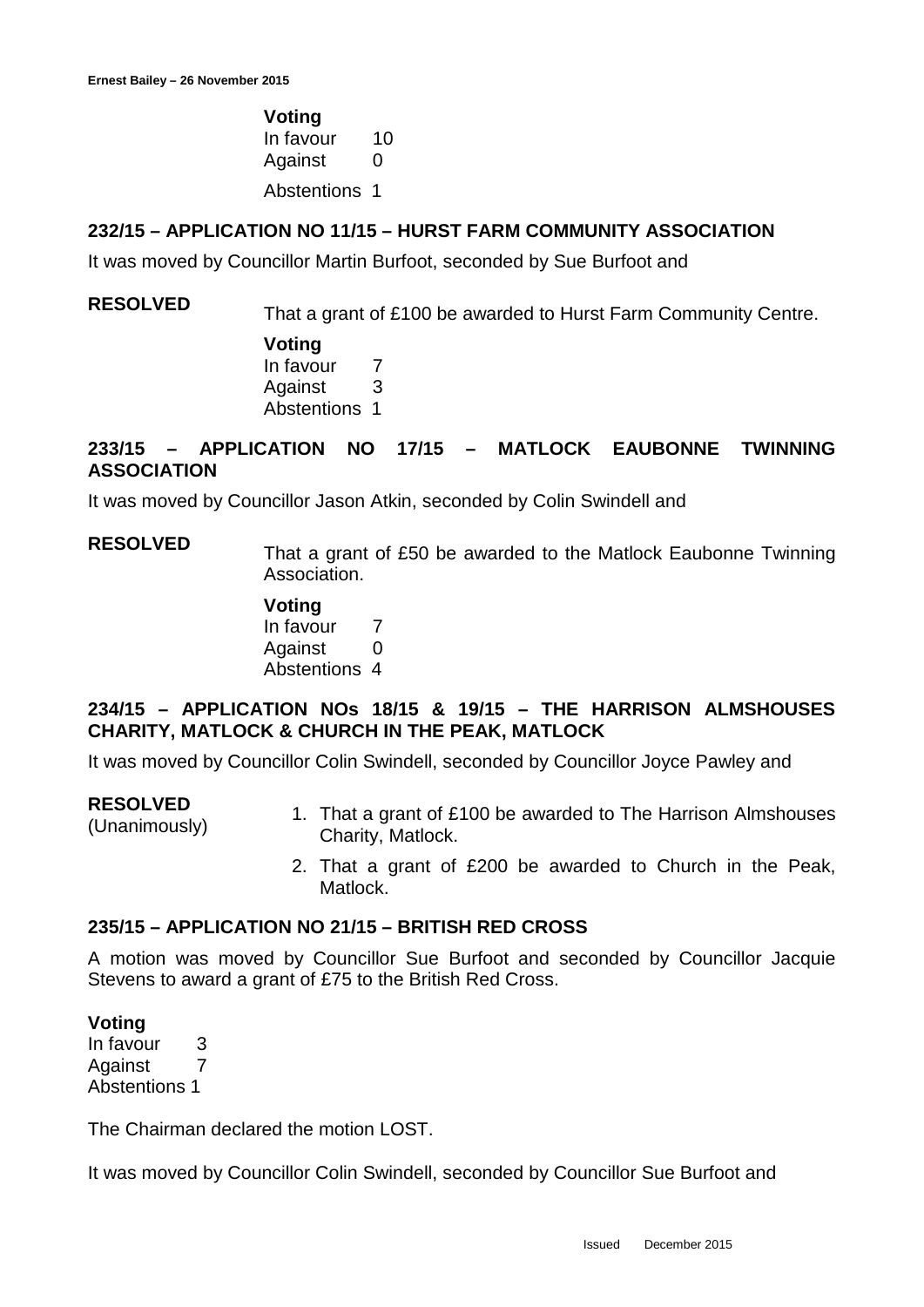**Voting**
In favour 10
Against 0
Abstentions 1

## 232/15 – APPLICATION NO 11/15 – HURST FARM COMMUNITY ASSOCIATION

It was moved by Councillor Martin Burfoot, seconded by Sue Burfoot and

**RESOLVED**

That a grant of £100 be awarded to Hurst Farm Community Centre.

**Voting**
In favour 7
Against 3
Abstentions 1

## 233/15 – APPLICATION NO 17/15 – MATLOCK EAUBONNE TWINNING ASSOCIATION

It was moved by Councillor Jason Atkin, seconded by Colin Swindell and

**RESOLVED**

That a grant of £50 be awarded to the Matlock Eaubonne Twinning Association.

**Voting**
In favour 7
Against 0
Abstentions 4

## 234/15 – APPLICATION NOs 18/15 & 19/15 – THE HARRISON ALMSHOUSES CHARITY, MATLOCK & CHURCH IN THE PEAK, MATLOCK

It was moved by Councillor Colin Swindell, seconded by Councillor Joyce Pawley and

**RESOLVED**
(Unanimously)

1. That a grant of £100 be awarded to The Harrison Almshouses Charity, Matlock.
2. That a grant of £200 be awarded to Church in the Peak, Matlock.

## 235/15 – APPLICATION NO 21/15 – BRITISH RED CROSS

A motion was moved by Councillor Sue Burfoot and seconded by Councillor Jacquie Stevens to award a grant of £75 to the British Red Cross.

**Voting**
In favour 3
Against 7
Abstentions 1

The Chairman declared the motion LOST.

It was moved by Councillor Colin Swindell, seconded by Councillor Sue Burfoot and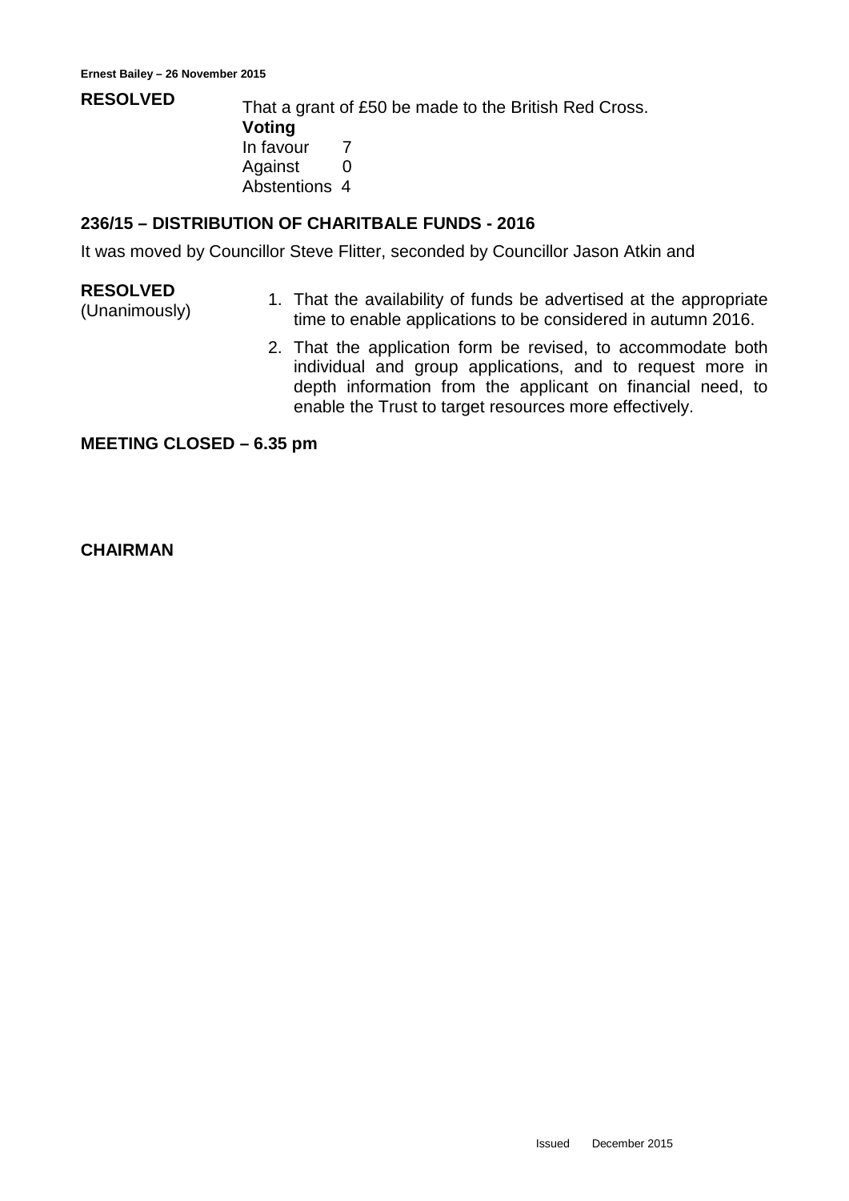**RESOLVED**

That a grant of £50 be made to the British Red Cross.

**Voting**

| | |
|---|---|
| In favour | 7 |
| Against | 0 |
| Abstentions | 4 |

## 236/15 – DISTRIBUTION OF CHARITBALE FUNDS - 2016

It was moved by Councillor Steve Flitter, seconded by Councillor Jason Atkin and

**RESOLVED**
(Unanimously)

1. That the availability of funds be advertised at the appropriate time to enable applications to be considered in autumn 2016.
2. That the application form be revised, to accommodate both individual and group applications, and to request more in depth information from the applicant on financial need, to enable the Trust to target resources more effectively.

**MEETING CLOSED – 6.35 pm**

**CHAIRMAN**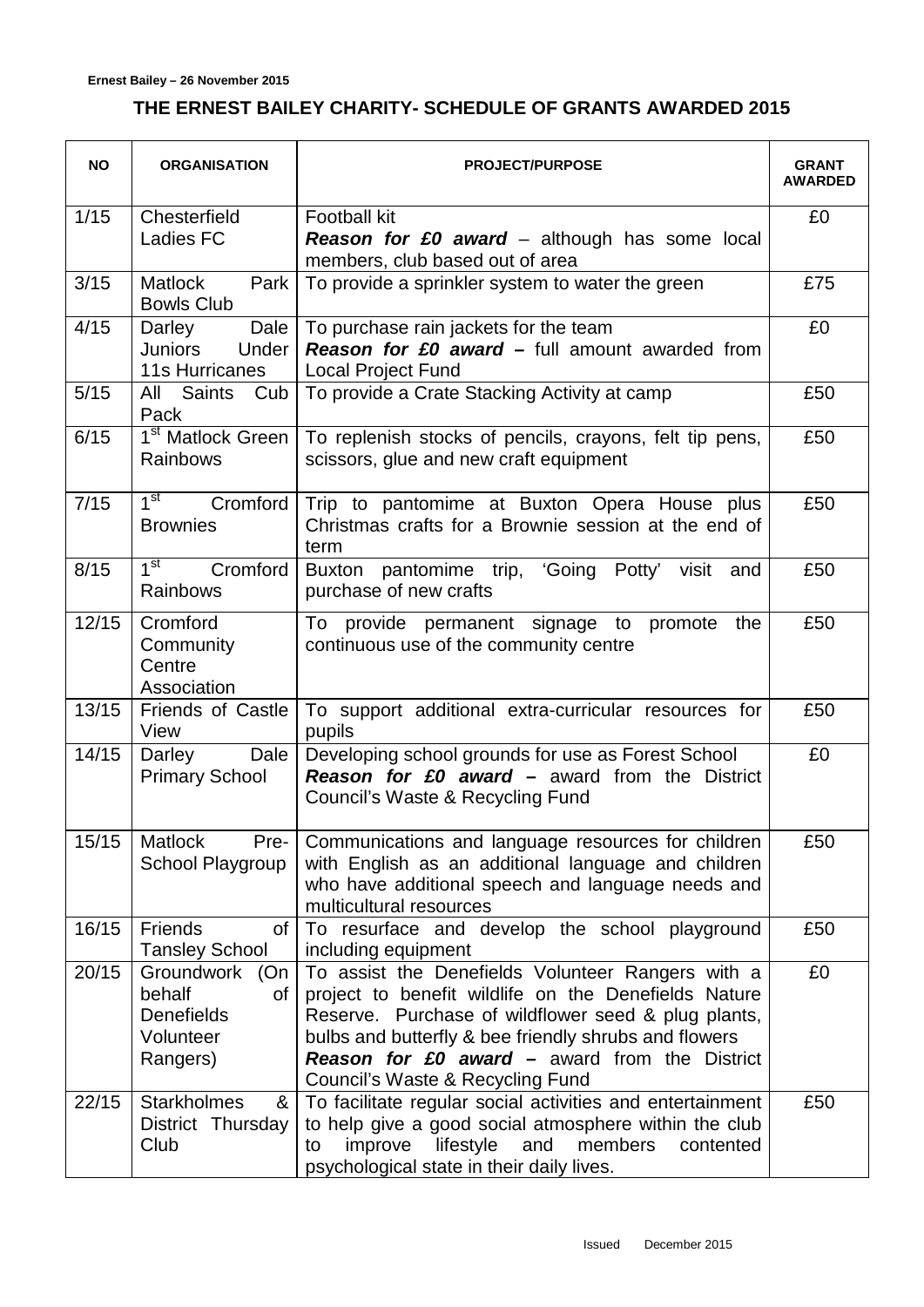# THE ERNEST BAILEY CHARITY- SCHEDULE OF GRANTS AWARDED 2015

| NO | ORGANISATION | PROJECT/PURPOSE | GRANT AWARDED |
|---|---|---|---|
| 1/15 | Chesterfield Ladies FC | Football kit<br>***Reason for £0 award*** – although has some local members, club based out of area | £0 |
| 3/15 | Matlock Park Bowls Club | To provide a sprinkler system to water the green | £75 |
| 4/15 | Darley Dale Juniors Under 11s Hurricanes | To purchase rain jackets for the team<br>***Reason for £0 award –*** full amount awarded from Local Project Fund | £0 |
| 5/15 | All Saints Cub Pack | To provide a Crate Stacking Activity at camp | £50 |
| 6/15 | 1st Matlock Green Rainbows | To replenish stocks of pencils, crayons, felt tip pens, scissors, glue and new craft equipment | £50 |
| 7/15 | 1st Cromford Brownies | Trip to pantomime at Buxton Opera House plus Christmas crafts for a Brownie session at the end of term | £50 |
| 8/15 | 1st Cromford Rainbows | Buxton pantomime trip, 'Going Potty' visit and purchase of new crafts | £50 |
| 12/15 | Cromford Community Centre Association | To provide permanent signage to promote the continuous use of the community centre | £50 |
| 13/15 | Friends of Castle View | To support additional extra-curricular resources for pupils | £50 |
| 14/15 | Darley Dale Primary School | Developing school grounds for use as Forest School<br>***Reason for £0 award –*** award from the District Council's Waste & Recycling Fund | £0 |
| 15/15 | Matlock Pre-School Playgroup | Communications and language resources for children with English as an additional language and children who have additional speech and language needs and multicultural resources | £50 |
| 16/15 | Friends of Tansley School | To resurface and develop the school playground including equipment | £50 |
| 20/15 | Groundwork (On behalf of Denefields Volunteer Rangers) | To assist the Denefields Volunteer Rangers with a project to benefit wildlife on the Denefields Nature Reserve. Purchase of wildflower seed & plug plants, bulbs and butterfly & bee friendly shrubs and flowers<br>***Reason for £0 award –*** award from the District Council's Waste & Recycling Fund | £0 |
| 22/15 | Starkholmes & District Thursday Club | To facilitate regular social activities and entertainment to help give a good social atmosphere within the club to improve lifestyle and members contented psychological state in their daily lives. | £50 |

Issued December 2015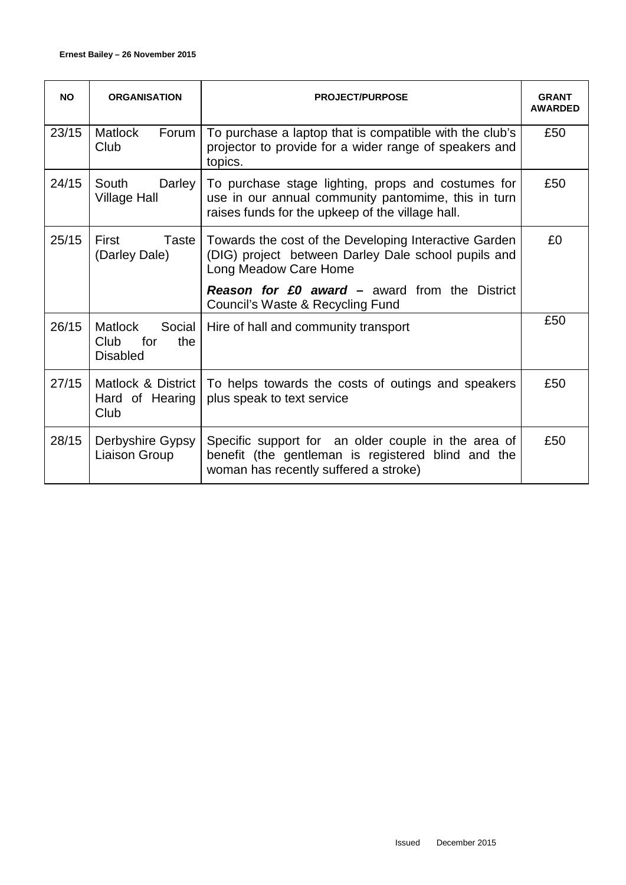**Ernest Bailey – 26 November 2015**

| NO | ORGANISATION | PROJECT/PURPOSE | GRANT AWARDED |
|---|---|---|---|
| 23/15 | Matlock Forum Club | To purchase a laptop that is compatible with the club's projector to provide for a wider range of speakers and topics. | £50 |
| 24/15 | South Darley Village Hall | To purchase stage lighting, props and costumes for use in our annual community pantomime, this in turn raises funds for the upkeep of the village hall. | £50 |
| 25/15 | First Taste (Darley Dale) | Towards the cost of the Developing Interactive Garden (DIG) project between Darley Dale school pupils and Long Meadow Care Home<br>***Reason for £0 award –*** award from the District Council's Waste & Recycling Fund | £0 |
| 26/15 | Matlock Social Club for the Disabled | Hire of hall and community transport | £50 |
| 27/15 | Matlock & District Hard of Hearing Club | To helps towards the costs of outings and speakers plus speak to text service | £50 |
| 28/15 | Derbyshire Gypsy Liaison Group | Specific support for an older couple in the area of benefit (the gentleman is registered blind and the woman has recently suffered a stroke) | £50 |

Issued December 2015